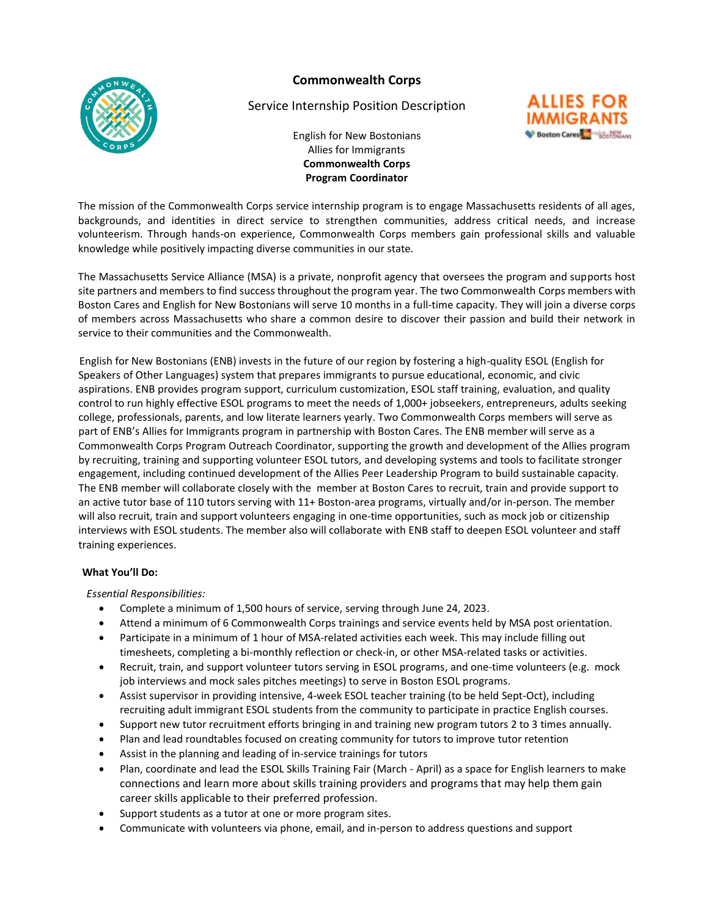# Commonwealth Corps

Service Internship Position Description

English for New Bostonians
Allies for Immigrants
**Commonwealth Corps**
**Program Coordinator**

The mission of the Commonwealth Corps service internship program is to engage Massachusetts residents of all ages, backgrounds, and identities in direct service to strengthen communities, address critical needs, and increase volunteerism. Through hands-on experience, Commonwealth Corps members gain professional skills and valuable knowledge while positively impacting diverse communities in our state.

The Massachusetts Service Alliance (MSA) is a private, nonprofit agency that oversees the program and supports host site partners and members to find success throughout the program year. The two Commonwealth Corps members with Boston Cares and English for New Bostonians will serve 10 months in a full-time capacity. They will join a diverse corps of members across Massachusetts who share a common desire to discover their passion and build their network in service to their communities and the Commonwealth.

English for New Bostonians (ENB) invests in the future of our region by fostering a high-quality ESOL (English for Speakers of Other Languages) system that prepares immigrants to pursue educational, economic, and civic aspirations. ENB provides program support, curriculum customization, ESOL staff training, evaluation, and quality control to run highly effective ESOL programs to meet the needs of 1,000+ jobseekers, entrepreneurs, adults seeking college, professionals, parents, and low literate learners yearly. Two Commonwealth Corps members will serve as part of ENB's Allies for Immigrants program in partnership with Boston Cares. The ENB member will serve as a Commonwealth Corps Program Outreach Coordinator, supporting the growth and development of the Allies program by recruiting, training and supporting volunteer ESOL tutors, and developing systems and tools to facilitate stronger engagement, including continued development of the Allies Peer Leadership Program to build sustainable capacity. The ENB member will collaborate closely with the member at Boston Cares to recruit, train and provide support to an active tutor base of 110 tutors serving with 11+ Boston-area programs, virtually and/or in-person. The member will also recruit, train and support volunteers engaging in one-time opportunities, such as mock job or citizenship interviews with ESOL students. The member also will collaborate with ENB staff to deepen ESOL volunteer and staff training experiences.

**What You'll Do:**

*Essential Responsibilities:*

- Complete a minimum of 1,500 hours of service, serving through June 24, 2023.
- Attend a minimum of 6 Commonwealth Corps trainings and service events held by MSA post orientation.
- Participate in a minimum of 1 hour of MSA-related activities each week. This may include filling out timesheets, completing a bi-monthly reflection or check-in, or other MSA-related tasks or activities.
- Recruit, train, and support volunteer tutors serving in ESOL programs, and one-time volunteers (e.g. mock job interviews and mock sales pitches meetings) to serve in Boston ESOL programs.
- Assist supervisor in providing intensive, 4-week ESOL teacher training (to be held Sept-Oct), including recruiting adult immigrant ESOL students from the community to participate in practice English courses.
- Support new tutor recruitment efforts bringing in and training new program tutors 2 to 3 times annually.
- Plan and lead roundtables focused on creating community for tutors to improve tutor retention
- Assist in the planning and leading of in-service trainings for tutors
- Plan, coordinate and lead the ESOL Skills Training Fair (March - April) as a space for English learners to make connections and learn more about skills training providers and programs that may help them gain career skills applicable to their preferred profession.
- Support students as a tutor at one or more program sites.
- Communicate with volunteers via phone, email, and in-person to address questions and support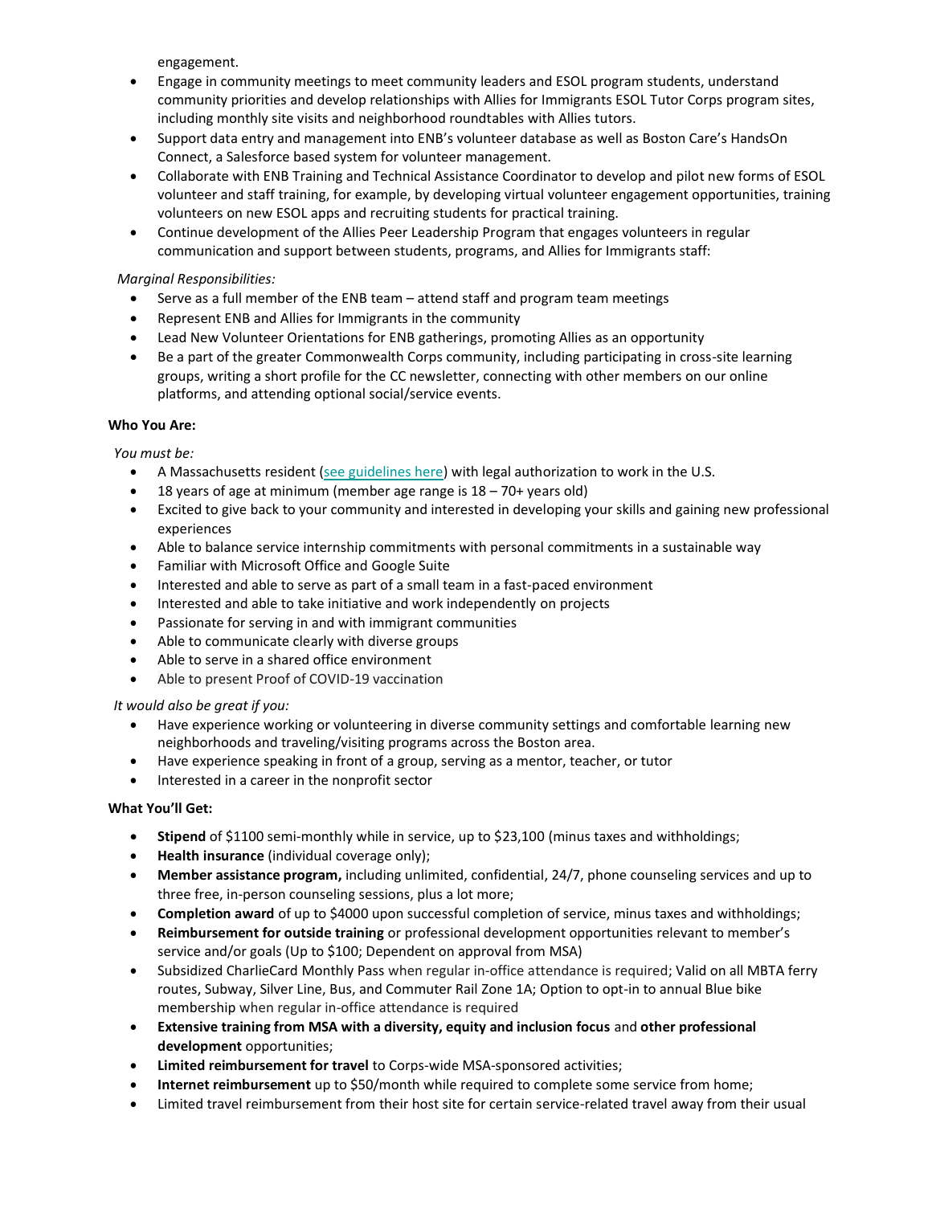engagement.

- Engage in community meetings to meet community leaders and ESOL program students, understand community priorities and develop relationships with Allies for Immigrants ESOL Tutor Corps program sites, including monthly site visits and neighborhood roundtables with Allies tutors.
- Support data entry and management into ENB's volunteer database as well as Boston Care's HandsOn Connect, a Salesforce based system for volunteer management.
- Collaborate with ENB Training and Technical Assistance Coordinator to develop and pilot new forms of ESOL volunteer and staff training, for example, by developing virtual volunteer engagement opportunities, training volunteers on new ESOL apps and recruiting students for practical training.
- Continue development of the Allies Peer Leadership Program that engages volunteers in regular communication and support between students, programs, and Allies for Immigrants staff:

*Marginal Responsibilities:*

- Serve as a full member of the ENB team – attend staff and program team meetings
- Represent ENB and Allies for Immigrants in the community
- Lead New Volunteer Orientations for ENB gatherings, promoting Allies as an opportunity
- Be a part of the greater Commonwealth Corps community, including participating in cross-site learning groups, writing a short profile for the CC newsletter, connecting with other members on our online platforms, and attending optional social/service events.

**Who You Are:**

*You must be:*

- A Massachusetts resident (see guidelines here) with legal authorization to work in the U.S.
- 18 years of age at minimum (member age range is 18 – 70+ years old)
- Excited to give back to your community and interested in developing your skills and gaining new professional experiences
- Able to balance service internship commitments with personal commitments in a sustainable way
- Familiar with Microsoft Office and Google Suite
- Interested and able to serve as part of a small team in a fast-paced environment
- Interested and able to take initiative and work independently on projects
- Passionate for serving in and with immigrant communities
- Able to communicate clearly with diverse groups
- Able to serve in a shared office environment
- Able to present Proof of COVID-19 vaccination

*It would also be great if you:*

- Have experience working or volunteering in diverse community settings and comfortable learning new neighborhoods and traveling/visiting programs across the Boston area.
- Have experience speaking in front of a group, serving as a mentor, teacher, or tutor
- Interested in a career in the nonprofit sector

**What You'll Get:**

- **Stipend** of $1100 semi-monthly while in service, up to $23,100 (minus taxes and withholdings;
- **Health insurance** (individual coverage only);
- **Member assistance program,** including unlimited, confidential, 24/7, phone counseling services and up to three free, in-person counseling sessions, plus a lot more;
- **Completion award** of up to $4000 upon successful completion of service, minus taxes and withholdings;
- **Reimbursement for outside training** or professional development opportunities relevant to member's service and/or goals (Up to $100; Dependent on approval from MSA)
- Subsidized CharlieCard Monthly Pass when regular in-office attendance is required; Valid on all MBTA ferry routes, Subway, Silver Line, Bus, and Commuter Rail Zone 1A; Option to opt-in to annual Blue bike membership when regular in-office attendance is required
- **Extensive training from MSA with a diversity, equity and inclusion focus** and **other professional development** opportunities;
- **Limited reimbursement for travel** to Corps-wide MSA-sponsored activities;
- **Internet reimbursement** up to $50/month while required to complete some service from home;
- Limited travel reimbursement from their host site for certain service-related travel away from their usual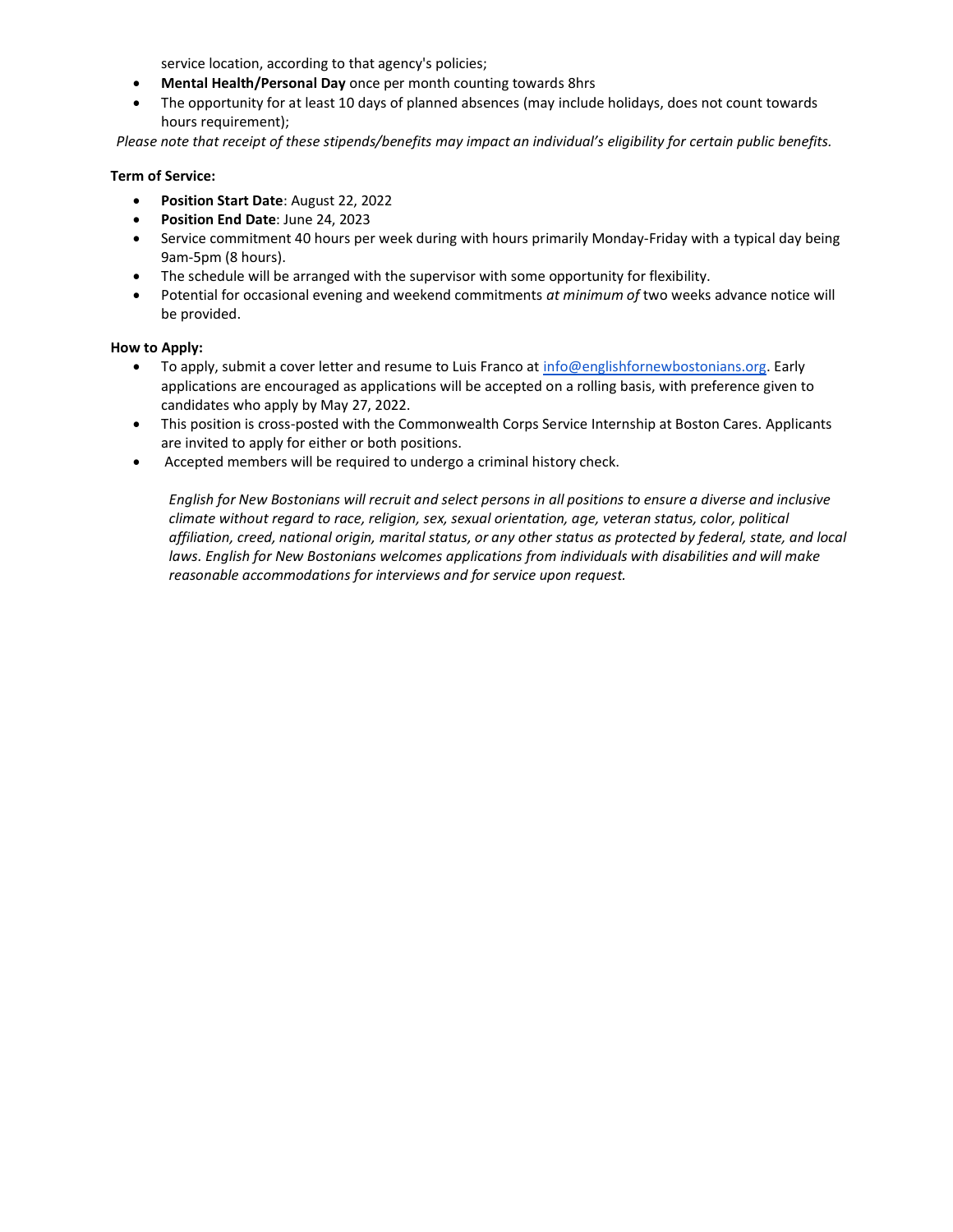service location, according to that agency's policies;

- **Mental Health/Personal Day** once per month counting towards 8hrs
- The opportunity for at least 10 days of planned absences (may include holidays, does not count towards hours requirement);

*Please note that receipt of these stipends/benefits may impact an individual's eligibility for certain public benefits.*

**Term of Service:**

- **Position Start Date**: August 22, 2022
- **Position End Date**: June 24, 2023
- Service commitment 40 hours per week during with hours primarily Monday-Friday with a typical day being 9am-5pm (8 hours).
- The schedule will be arranged with the supervisor with some opportunity for flexibility.
- Potential for occasional evening and weekend commitments *at minimum of* two weeks advance notice will be provided.

**How to Apply:**

- To apply, submit a cover letter and resume to Luis Franco at info@englishfornewbostonians.org. Early applications are encouraged as applications will be accepted on a rolling basis, with preference given to candidates who apply by May 27, 2022.
- This position is cross-posted with the Commonwealth Corps Service Internship at Boston Cares. Applicants are invited to apply for either or both positions.
- Accepted members will be required to undergo a criminal history check.

*English for New Bostonians will recruit and select persons in all positions to ensure a diverse and inclusive climate without regard to race, religion, sex, sexual orientation, age, veteran status, color, political affiliation, creed, national origin, marital status, or any other status as protected by federal, state, and local laws. English for New Bostonians welcomes applications from individuals with disabilities and will make reasonable accommodations for interviews and for service upon request.*